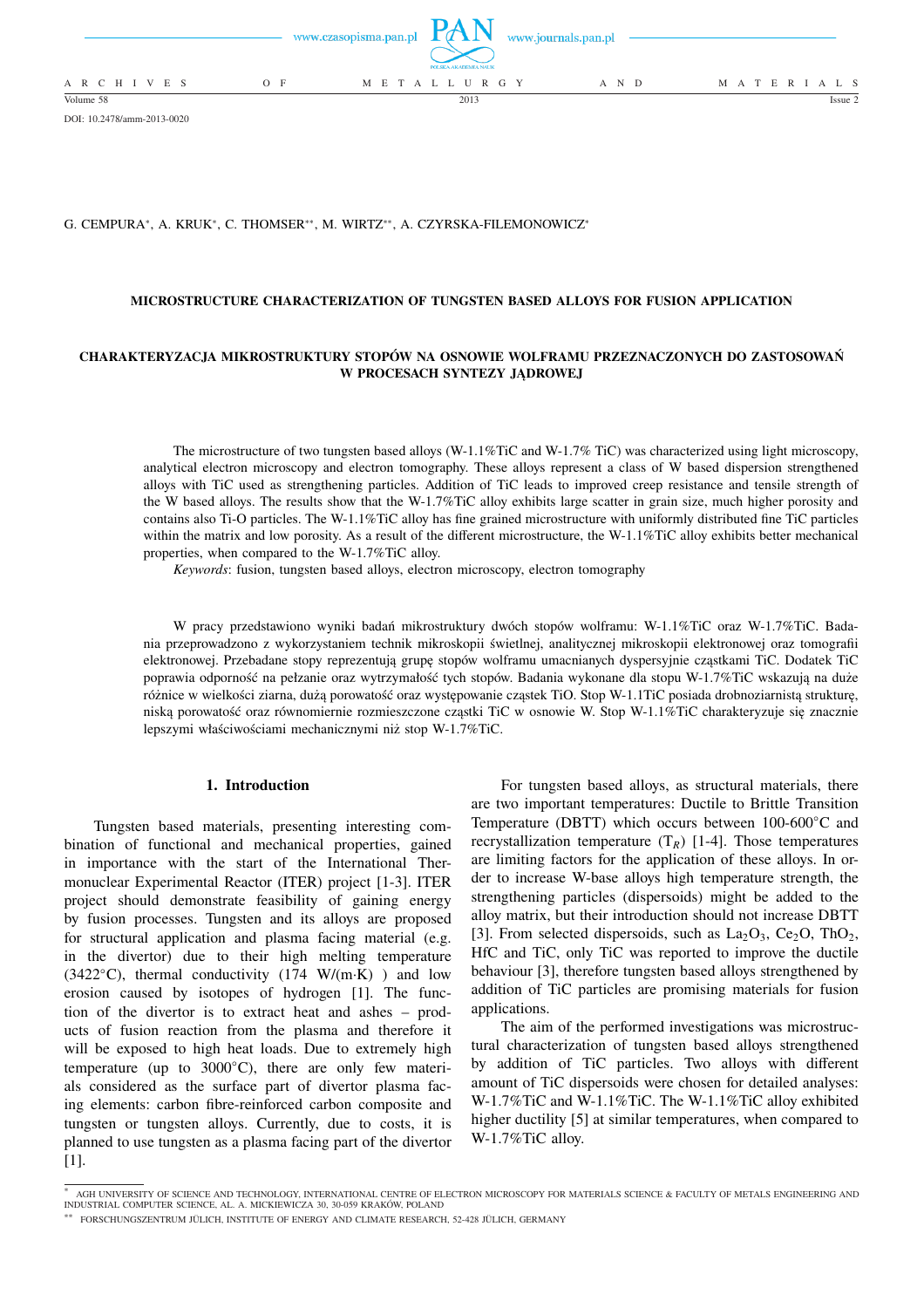DOI: 10.2478/amm-2013-0020

G. CEMPURA*, A. KRUK*, C. THOMSER**, M. WIRTZ**, A. CZYRSKA-FILEMONOWICZ*

# MICROSTRUCTURE CHARACTERIZATION OF TUNGSTEN BASED ALLOYS FOR FUSION APPLICATION

# CHARAKTERYZACJA MIKROSTRUKTURY STOPÓW NA OSNOWIE WOLFRAMU PRZEZNACZONYCH DO ZASTOSOWAŃ W PROCESACH SYNTEZY JĄDROWEJ

The microstructure of two tungsten based alloys (W-1.1%TiC and W-1.7% TiC) was characterized using light microscopy, analytical electron microscopy and electron tomography. These alloys represent a class of W based dispersion strengthened alloys with TiC used as strengthening particles. Addition of TiC leads to improved creep resistance and tensile strength of the W based alloys. The results show that the W-1.7%TiC alloy exhibits large scatter in grain size, much higher porosity and contains also Ti-O particles. The W-1.1%TiC alloy has fine grained microstructure with uniformly distributed fine TiC particles within the matrix and low porosity. As a result of the different microstructure, the W-1.1%TiC alloy exhibits better mechanical properties, when compared to the W-1.7%TiC alloy.

*Keywords*: fusion, tungsten based alloys, electron microscopy, electron tomography

W pracy przedstawiono wyniki badań mikrostruktury dwóch stopów wolframu: W-1.1%TiC oraz W-1.7%TiC. Badania przeprowadzono z wykorzystaniem technik mikroskopii świetlnej, analitycznej mikroskopii elektronowej oraz tomografii elektronowej. Przebadane stopy reprezentują grupę stopów wolframu umacnianych dyspersyjnie cząstkami TiC. Dodatek TiC poprawia odporność na pełzanie oraz wytrzymałość tych stopów. Badania wykonane dla stopu W-1.7%TiC wskazują na duże różnice w wielkości ziarna, dużą porowatość oraz występowanie cząstek TiO. Stop W-1.1TiC posiada drobnoziarnistą strukturę, niską porowatość oraz równomiernie rozmieszczone cząstki TiC w osnowie W. Stop W-1.1%TiC charakteryzuje się znacznie lepszymi właściwościami mechanicznymi niż stop W-1.7%TiC.

## 1. Introduction

Tungsten based materials, presenting interesting combination of functional and mechanical properties, gained in importance with the start of the International Thermonuclear Experimental Reactor (ITER) project [1-3]. ITER project should demonstrate feasibility of gaining energy by fusion processes. Tungsten and its alloys are proposed for structural application and plasma facing material (e.g. in the divertor) due to their high melting temperature (3422°C), thermal conductivity (174 W/(m·K) ) and low erosion caused by isotopes of hydrogen [1]. The function of the divertor is to extract heat and ashes – products of fusion reaction from the plasma and therefore it will be exposed to high heat loads. Due to extremely high temperature (up to 3000°C), there are only few materials considered as the surface part of divertor plasma facing elements: carbon fibre-reinforced carbon composite and tungsten or tungsten alloys. Currently, due to costs, it is planned to use tungsten as a plasma facing part of the divertor [1].

For tungsten based alloys, as structural materials, there are two important temperatures: Ductile to Brittle Transition Temperature (DBTT) which occurs between 100-600°C and recrystallization temperature ($T_R$) [1-4]. Those temperatures are limiting factors for the application of these alloys. In order to increase W-base alloys high temperature strength, the strengthening particles (dispersoids) might be added to the alloy matrix, but their introduction should not increase DBTT [3]. From selected dispersoids, such as $La_2O_3$, $Ce_2O$, $ThO_2$, HfC and TiC, only TiC was reported to improve the ductile behaviour [3], therefore tungsten based alloys strengthened by addition of TiC particles are promising materials for fusion applications.

The aim of the performed investigations was microstructural characterization of tungsten based alloys strengthened by addition of TiC particles. Two alloys with different amount of TiC dispersoids were chosen for detailed analyses: W-1.7%TiC and W-1.1%TiC. The W-1.1%TiC alloy exhibited higher ductility [5] at similar temperatures, when compared to W-1.7%TiC alloy.

* AGH UNIVERSITY OF SCIENCE AND TECHNOLOGY, INTERNATIONAL CENTRE OF ELECTRON MICROSCOPY FOR MATERIALS SCIENCE & FACULTY OF METALS ENGINEERING AND INDUSTRIAL COMPUTER SCIENCE, AL. A. MICKIEWICZA 30, 30-059 KRAKÓW, POLAND

** FORSCHUNGSZENTRUM JÜLICH, INSTITUTE OF ENERGY AND CLIMATE RESEARCH, 52-428 JÜLICH, GERMANY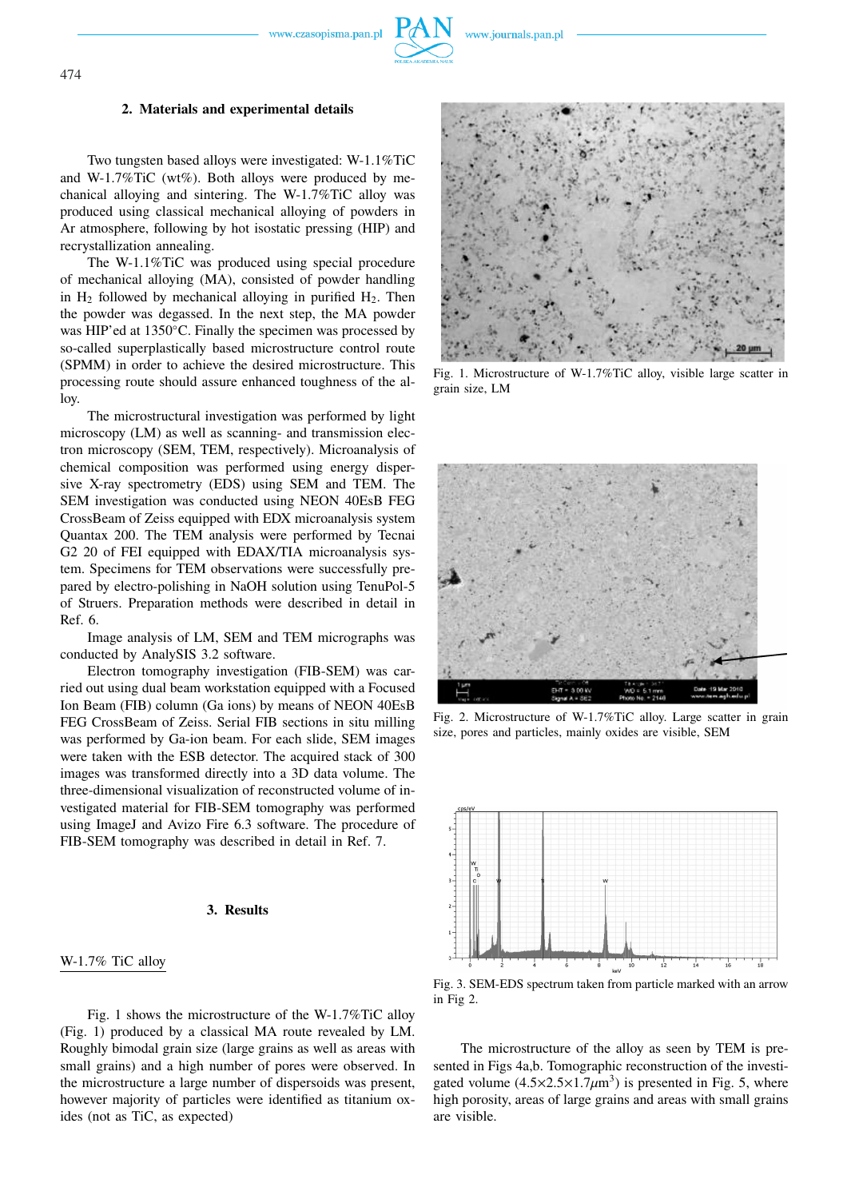## 2. Materials and experimental details

Two tungsten based alloys were investigated: W-1.1%TiC and W-1.7%TiC (wt%). Both alloys were produced by mechanical alloying and sintering. The W-1.7%TiC alloy was produced using classical mechanical alloying of powders in Ar atmosphere, following by hot isostatic pressing (HIP) and recrystallization annealing.

The W-1.1%TiC was produced using special procedure of mechanical alloying (MA), consisted of powder handling in $H_2$ followed by mechanical alloying in purified $H_2$. Then the powder was degassed. In the next step, the MA powder was HIP'ed at 1350°C. Finally the specimen was processed by so-called superplastically based microstructure control route (SPMM) in order to achieve the desired microstructure. This processing route should assure enhanced toughness of the alloy.

The microstructural investigation was performed by light microscopy (LM) as well as scanning- and transmission electron microscopy (SEM, TEM, respectively). Microanalysis of chemical composition was performed using energy dispersive X-ray spectrometry (EDS) using SEM and TEM. The SEM investigation was conducted using NEON 40EsB FEG CrossBeam of Zeiss equipped with EDX microanalysis system Quantax 200. The TEM analysis were performed by Tecnai G2 20 of FEI equipped with EDAX/TIA microanalysis system. Specimens for TEM observations were successfully prepared by electro-polishing in NaOH solution using TenuPol-5 of Struers. Preparation methods were described in detail in Ref. 6.

Image analysis of LM, SEM and TEM micrographs was conducted by AnalySIS 3.2 software.

Electron tomography investigation (FIB-SEM) was carried out using dual beam workstation equipped with a Focused Ion Beam (FIB) column (Ga ions) by means of NEON 40EsB FEG CrossBeam of Zeiss. Serial FIB sections in situ milling was performed by Ga-ion beam. For each slide, SEM images were taken with the ESB detector. The acquired stack of 300 images was transformed directly into a 3D data volume. The three-dimensional visualization of reconstructed volume of investigated material for FIB-SEM tomography was performed using ImageJ and Avizo Fire 6.3 software. The procedure of FIB-SEM tomography was described in detail in Ref. 7.

## 3. Results

W-1.7% TiC alloy

Fig. 1 shows the microstructure of the W-1.7%TiC alloy (Fig. 1) produced by a classical MA route revealed by LM. Roughly bimodal grain size (large grains as well as areas with small grains) and a high number of pores were observed. In the microstructure a large number of dispersoids was present, however majority of particles were identified as titanium oxides (not as TiC, as expected)

Fig. 1. Microstructure of W-1.7%TiC alloy, visible large scatter in grain size, LM

Fig. 2. Microstructure of W-1.7%TiC alloy. Large scatter in grain size, pores and particles, mainly oxides are visible, SEM

Fig. 3. SEM-EDS spectrum taken from particle marked with an arrow in Fig 2.

The microstructure of the alloy as seen by TEM is presented in Figs 4a,b. Tomographic reconstruction of the investigated volume ($4.5\times2.5\times1.7\mu m^3$) is presented in Fig. 5, where high porosity, areas of large grains and areas with small grains are visible.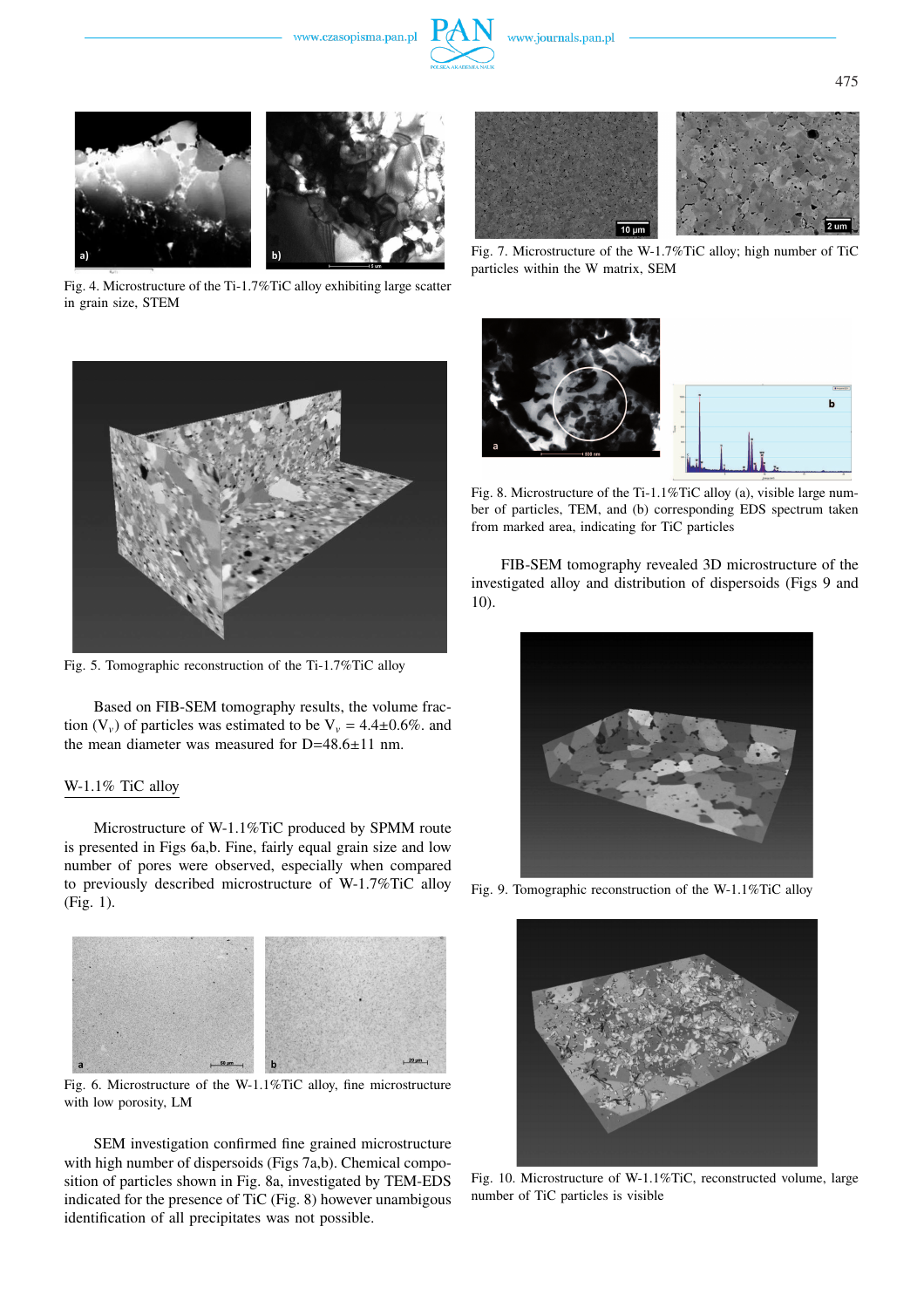Fig. 4. Microstructure of the Ti-1.7%TiC alloy exhibiting large scatter in grain size, STEM

Fig. 5. Tomographic reconstruction of the Ti-1.7%TiC alloy

Based on FIB-SEM tomography results, the volume fraction ($V_v$) of particles was estimated to be $V_v$ = 4.4±0.6%. and the mean diameter was measured for D=48.6±11 nm.

## W-1.1% TiC alloy

Microstructure of W-1.1%TiC produced by SPMM route is presented in Figs 6a,b. Fine, fairly equal grain size and low number of pores were observed, especially when compared to previously described microstructure of W-1.7%TiC alloy (Fig. 1).

Fig. 6. Microstructure of the W-1.1%TiC alloy, fine microstructure with low porosity, LM

SEM investigation confirmed fine grained microstructure with high number of dispersoids (Figs 7a,b). Chemical composition of particles shown in Fig. 8a, investigated by TEM-EDS indicated for the presence of TiC (Fig. 8) however unambigous identification of all precipitates was not possible.

Fig. 7. Microstructure of the W-1.7%TiC alloy; high number of TiC particles within the W matrix, SEM

Fig. 8. Microstructure of the Ti-1.1%TiC alloy (a), visible large number of particles, TEM, and (b) corresponding EDS spectrum taken from marked area, indicating for TiC particles

FIB-SEM tomography revealed 3D microstructure of the investigated alloy and distribution of dispersoids (Figs 9 and 10).

Fig. 9. Tomographic reconstruction of the W-1.1%TiC alloy

Fig. 10. Microstructure of W-1.1%TiC, reconstructed volume, large number of TiC particles is visible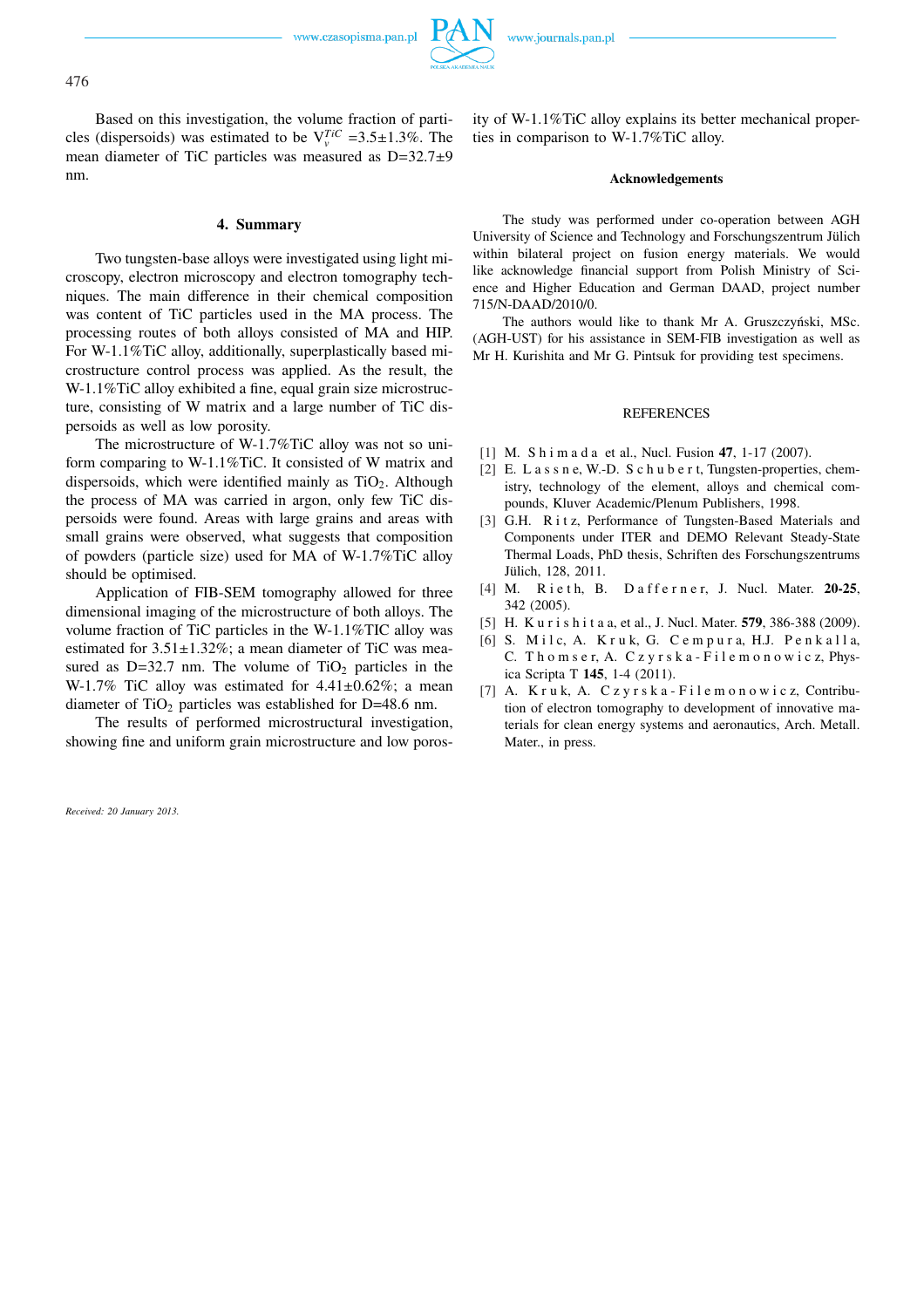Based on this investigation, the volume fraction of particles (dispersoids) was estimated to be $V_v^{TiC}$ =3.5±1.3%. The mean diameter of TiC particles was measured as D=32.7±9 nm.

## 4. Summary

Two tungsten-base alloys were investigated using light microscopy, electron microscopy and electron tomography techniques. The main difference in their chemical composition was content of TiC particles used in the MA process. The processing routes of both alloys consisted of MA and HIP. For W-1.1%TiC alloy, additionally, superplastically based microstructure control process was applied. As the result, the W-1.1%TiC alloy exhibited a fine, equal grain size microstructure, consisting of W matrix and a large number of TiC dispersoids as well as low porosity.

The microstructure of W-1.7%TiC alloy was not so uniform comparing to W-1.1%TiC. It consisted of W matrix and dispersoids, which were identified mainly as $TiO_2$. Although the process of MA was carried in argon, only few TiC dispersoids were found. Areas with large grains and areas with small grains were observed, what suggests that composition of powders (particle size) used for MA of W-1.7%TiC alloy should be optimised.

Application of FIB-SEM tomography allowed for three dimensional imaging of the microstructure of both alloys. The volume fraction of TiC particles in the W-1.1%TIC alloy was estimated for 3.51±1.32%; a mean diameter of TiC was measured as D=32.7 nm. The volume of $TiO_2$ particles in the W-1.7% TiC alloy was estimated for 4.41±0.62%; a mean diameter of $TiO_2$ particles was established for D=48.6 nm.

The results of performed microstructural investigation, showing fine and uniform grain microstructure and low porosity of W-1.1%TiC alloy explains its better mechanical properties in comparison to W-1.7%TiC alloy.

### Acknowledgements

The study was performed under co-operation between AGH University of Science and Technology and Forschungszentrum Jülich within bilateral project on fusion energy materials. We would like acknowledge financial support from Polish Ministry of Science and Higher Education and German DAAD, project number 715/N-DAAD/2010/0.

The authors would like to thank Mr A. Gruszczyński, MSc. (AGH-UST) for his assistance in SEM-FIB investigation as well as Mr H. Kurishita and Mr G. Pintsuk for providing test specimens.

### REFERENCES

[1] M. Shimada et al., Nucl. Fusion **47**, 1-17 (2007).

[2] E. Lassne, W.-D. Schubert, Tungsten-properties, chemistry, technology of the element, alloys and chemical compounds, Kluver Academic/Plenum Publishers, 1998.

[3] G.H. Ritz, Performance of Tungsten-Based Materials and Components under ITER and DEMO Relevant Steady-State Thermal Loads, PhD thesis, Schriften des Forschungszentrums Jülich, 128, 2011.

[4] M. Rieth, B. Dafferner, J. Nucl. Mater. **20-25**, 342 (2005).

[5] H. Kurishitaa, et al., J. Nucl. Mater. **579**, 386-388 (2009).

[6] S. Milc, A. Kruk, G. Cempura, H.J. Penkalla, C. Thomser, A. Czyrska-Filemonowicz, Physica Scripta T **145**, 1-4 (2011).

[7] A. Kruk, A. Czyrska-Filemonowicz, Contribution of electron tomography to development of innovative materials for clean energy systems and aeronautics, Arch. Metall. Mater., in press.

*Received: 20 January 2013.*